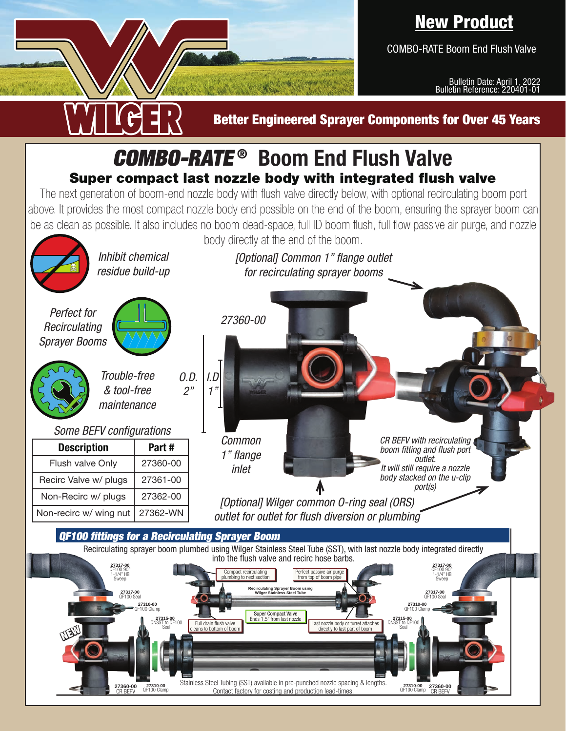**New Product**

COMBO-RATE Boom End Flush Valve

Bulletin Date: April 1, 2022
Bulletin Reference: 220401-01

WILGER

**Better Engineered Sprayer Components for Over 45 Years**

# *COMBO-RATE®* Boom End Flush Valve

## Super compact last nozzle body with integrated flush valve

The next generation of boom-end nozzle body with flush valve directly below, with optional recirculating boom port above. It provides the most compact nozzle body end possible on the end of the boom, ensuring the sprayer boom can be as clean as possible. It also includes no boom dead-space, full ID boom flush, full flow passive air purge, and nozzle body directly at the end of the boom.

*Inhibit chemical residue build-up*

*Perfect for Recirculating Sprayer Booms*

*Trouble-free & tool-free maintenance*

*[Optional] Common 1" flange outlet for recirculating sprayer booms*

*27360-00*

*O.D. 2"*

*I.D 1"*

*Common 1" flange inlet*

*CR BEFV with recirculating boom fitting and flush port outlet. It will still require a nozzle body stacked on the u-clip port(s)*

*[Optional] Wilger common O-ring seal (ORS) outlet for outlet for flush diversion or plumbing*

*Some BEFV configurations*

| Description | Part # |
|---|---|
| Flush valve Only | 27360-00 |
| Recirc Valve w/ plugs | 27361-00 |
| Non-Recirc w/ plugs | 27362-00 |
| Non-recirc w/ wing nut | 27362-WN |

### *QF100 fittings for a Recirculating Sprayer Boom*

Recirculating sprayer boom plumbed using Wilger Stainless Steel Tube (SST), with last nozzle body integrated directly into the flush valve and recirc hose barbs.

**27317-00** QF100 90° 1-1/4" HB Sweep

**27317-00** QF100 Seal

**27310-00** QF100 Clamp

**27315-00** QNSST to QF100 Seal

**27360-00** CR BEFV

Compact recirculating plumbing to next section

Perfect passive air purge from top of boom pipe

Recirculating Sprayer Boom using Wilger Stainless Steel Tube

Super Compact Valve Ends 1.5" from last nozzle

Full drain flush valve cleans to bottom of boom

Last nozzle body or turret attaches directly to last part of boom

NEW

Stainless Steel Tubing (SST) available in pre-punched nozzle spacing & lengths. Contact factory for costing and production lead-times.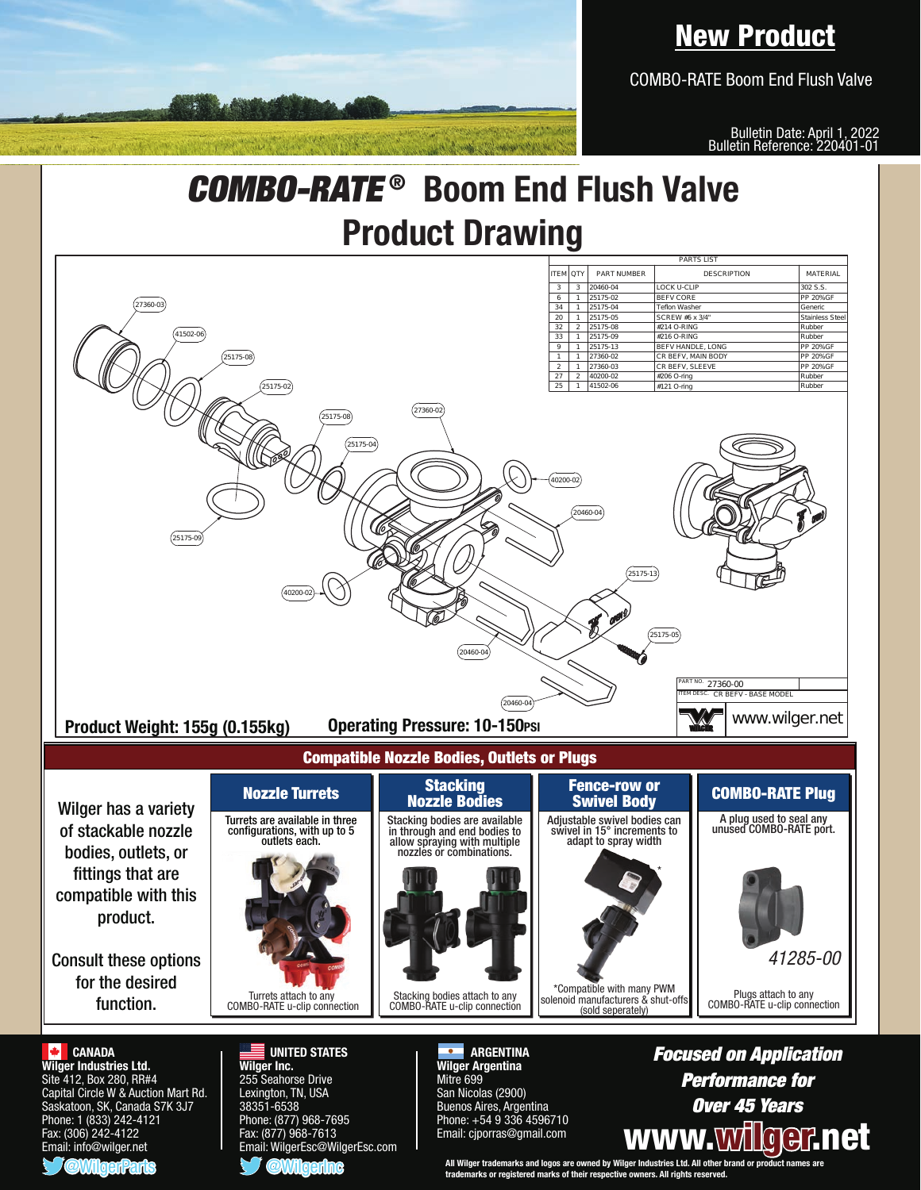# New Product

COMBO-RATE Boom End Flush Valve

Bulletin Date: April 1, 2022
Bulletin Reference: 220401-01

# *COMBO-RATE*® Boom End Flush Valve Product Drawing

PARTS LIST

| ITEM | QTY | PART NUMBER | DESCRIPTION | MATERIAL |
|---|---|---|---|---|
| 3 | 3 | 20460-04 | LOCK U-CLIP | 302 S.S. |
| 6 | 1 | 25175-02 | BEFV CORE | PP 20%GF |
| 34 | 1 | 25175-04 | Teflon Washer | Generic |
| 20 | 1 | 25175-05 | SCREW #6 x 3/4" | Stainless Steel |
| 32 | 2 | 25175-08 | #214 O-RING | Rubber |
| 33 | 1 | 25175-09 | #216 O-RING | Rubber |
| 9 | 1 | 25175-13 | BEFV HANDLE, LONG | PP 20%GF |
| 1 | 1 | 27360-02 | CR BEFV, MAIN BODY | PP 20%GF |
| 2 | 1 | 27360-03 | CR BEFV, SLEEVE | PP 20%GF |
| 27 | 2 | 40200-02 | #206 O-ring | Rubber |
| 25 | 1 | 41502-06 | #121 O-ring | Rubber |

27360-03
41502-06
25175-08
25175-02
25175-08
25175-04
27360-02
40200-02
20460-04
25175-09
25175-13
40200-02
25175-05
20460-04
20460-04

PART NO. 27360-00
ITEM DESC. CR BEFV - BASE MODEL

www.wilger.net

**Product Weight: 155g (0.155kg)** **Operating Pressure: 10-150PSI**

## Compatible Nozzle Bodies, Outlets or Plugs

Wilger has a variety of stackable nozzle bodies, outlets, or fittings that are compatible with this product.

Consult these options for the desired function.

### Nozzle Turrets

Turrets are available in three configurations, with up to 5 outlets each.

Turrets attach to any COMBO-RATE u-clip connection

### Stacking Nozzle Bodies

Stacking bodies are available in through and end bodies to allow spraying with multiple nozzles or combinations.

Stacking bodies attach to any COMBO-RATE u-clip connection

### Fence-row or Swivel Body

Adjustable swivel bodies can swivel in 15° increments to adapt to spray width

*Compatible with many PWM solenoid manufacturers & shut-offs (sold seperately)

### COMBO-RATE Plug

A plug used to seal any unused COMBO-RATE port.

41285-00

Plugs attach to any COMBO-RATE u-clip connection

**CANADA**
**Wilger Industries Ltd.**
Site 412, Box 280, RR#4
Capital Circle W & Auction Mart Rd.
Saskatoon, SK, Canada S7K 3J7
Phone: 1 (833) 242-4121
Fax: (306) 242-4122
Email: info@wilger.net
@WilgerParts

**UNITED STATES**
**Wilger Inc.**
255 Seahorse Drive
Lexington, TN, USA
38351-6538
Phone: (877) 968-7695
Fax: (877) 968-7613
Email: WilgerEsc@WilgerEsc.com
@WilgerInc

**ARGENTINA**
**Wilger Argentina**
Mitre 699
San Nicolas (2900)
Buenos Aires, Argentina
Phone: +54 9 336 4596710
Email: cjporras@gmail.com

***Focused on Application Performance for Over 45 Years***

**www.wilger.net**

All Wilger trademarks and logos are owned by Wilger Industries Ltd. All other brand or product names are trademarks or registered marks of their respective owners. All rights reserved.